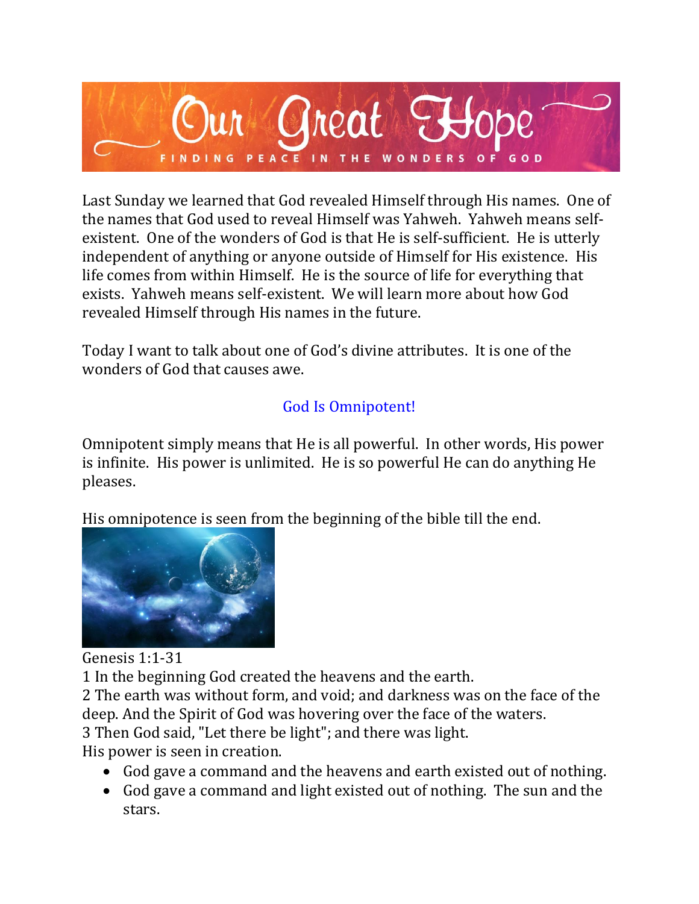# Our Great Hope

FINDING PEACE IN THE WONDERS OF GOD

Last Sunday we learned that God revealed Himself through His names. One of the names that God used to reveal Himself was Yahweh. Yahweh means self-existent. One of the wonders of God is that He is self-sufficient. He is utterly independent of anything or anyone outside of Himself for His existence. His life comes from within Himself. He is the source of life for everything that exists. Yahweh means self-existent. We will learn more about how God revealed Himself through His names in the future.

Today I want to talk about one of God's divine attributes. It is one of the wonders of God that causes awe.

## God Is Omnipotent!

Omnipotent simply means that He is all powerful. In other words, His power is infinite. His power is unlimited. He is so powerful He can do anything He pleases.

His omnipotence is seen from the beginning of the bible till the end.

Genesis 1:1-31

1 In the beginning God created the heavens and the earth.

2 The earth was without form, and void; and darkness was on the face of the deep. And the Spirit of God was hovering over the face of the waters.

3 Then God said, "Let there be light"; and there was light.

His power is seen in creation.

- God gave a command and the heavens and earth existed out of nothing.
- God gave a command and light existed out of nothing. The sun and the stars.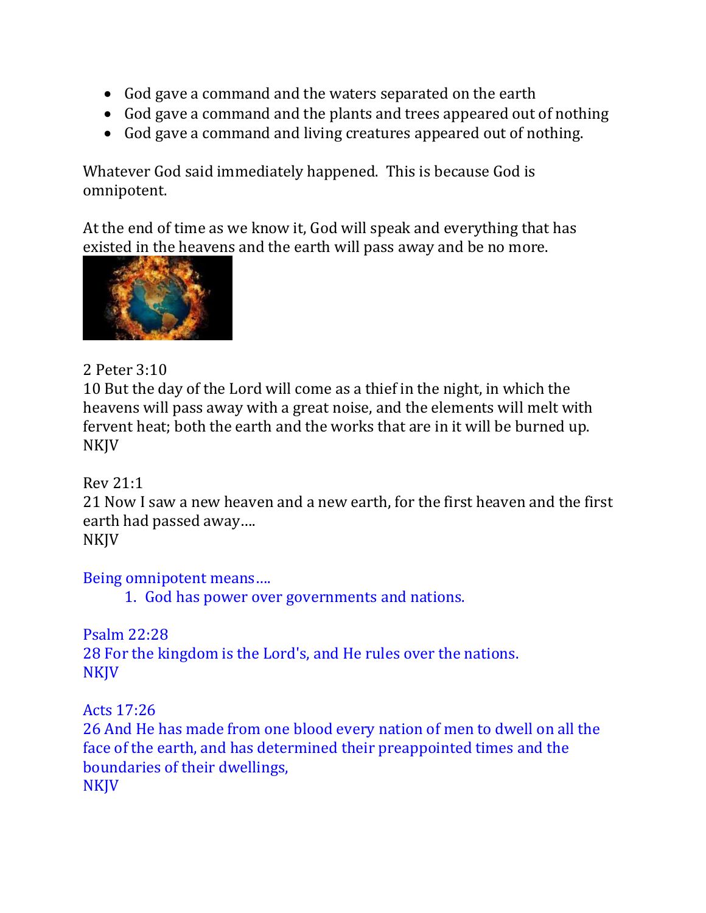- God gave a command and the waters separated on the earth
- God gave a command and the plants and trees appeared out of nothing
- God gave a command and living creatures appeared out of nothing.

Whatever God said immediately happened. This is because God is omnipotent.

At the end of time as we know it, God will speak and everything that has existed in the heavens and the earth will pass away and be no more.

2 Peter 3:10
10 But the day of the Lord will come as a thief in the night, in which the heavens will pass away with a great noise, and the elements will melt with fervent heat; both the earth and the works that are in it will be burned up.
NKJV

Rev 21:1
21 Now I saw a new heaven and a new earth, for the first heaven and the first earth had passed away….
NKJV

Being omnipotent means….

1. God has power over governments and nations.

Psalm 22:28
28 For the kingdom is the Lord's, and He rules over the nations.
NKJV

Acts 17:26
26 And He has made from one blood every nation of men to dwell on all the face of the earth, and has determined their preappointed times and the boundaries of their dwellings,
NKJV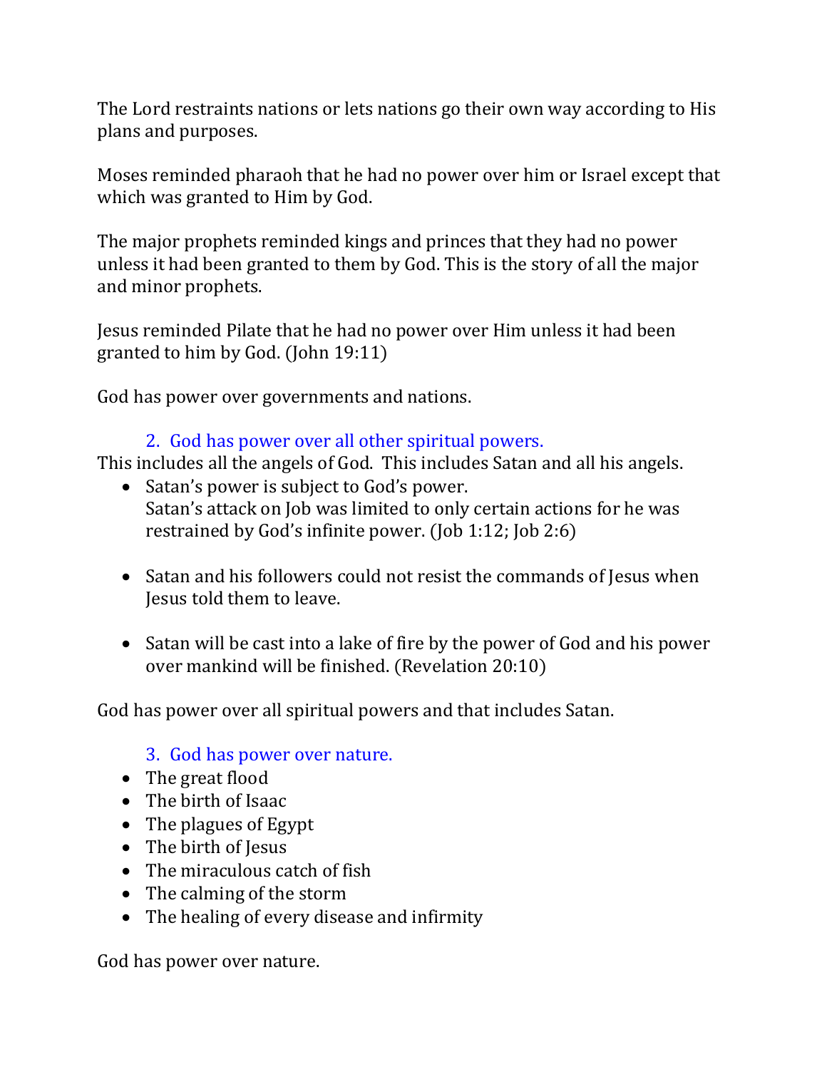The Lord restraints nations or lets nations go their own way according to His plans and purposes.

Moses reminded pharaoh that he had no power over him or Israel except that which was granted to Him by God.

The major prophets reminded kings and princes that they had no power unless it had been granted to them by God. This is the story of all the major and minor prophets.

Jesus reminded Pilate that he had no power over Him unless it had been granted to him by God. (John 19:11)

God has power over governments and nations.

### 2. God has power over all other spiritual powers.

This includes all the angels of God. This includes Satan and all his angels.

- Satan's power is subject to God's power.
  Satan's attack on Job was limited to only certain actions for he was restrained by God's infinite power. (Job 1:12; Job 2:6)

- Satan and his followers could not resist the commands of Jesus when Jesus told them to leave.

- Satan will be cast into a lake of fire by the power of God and his power over mankind will be finished. (Revelation 20:10)

God has power over all spiritual powers and that includes Satan.

### 3. God has power over nature.

- The great flood
- The birth of Isaac
- The plagues of Egypt
- The birth of Jesus
- The miraculous catch of fish
- The calming of the storm
- The healing of every disease and infirmity

God has power over nature.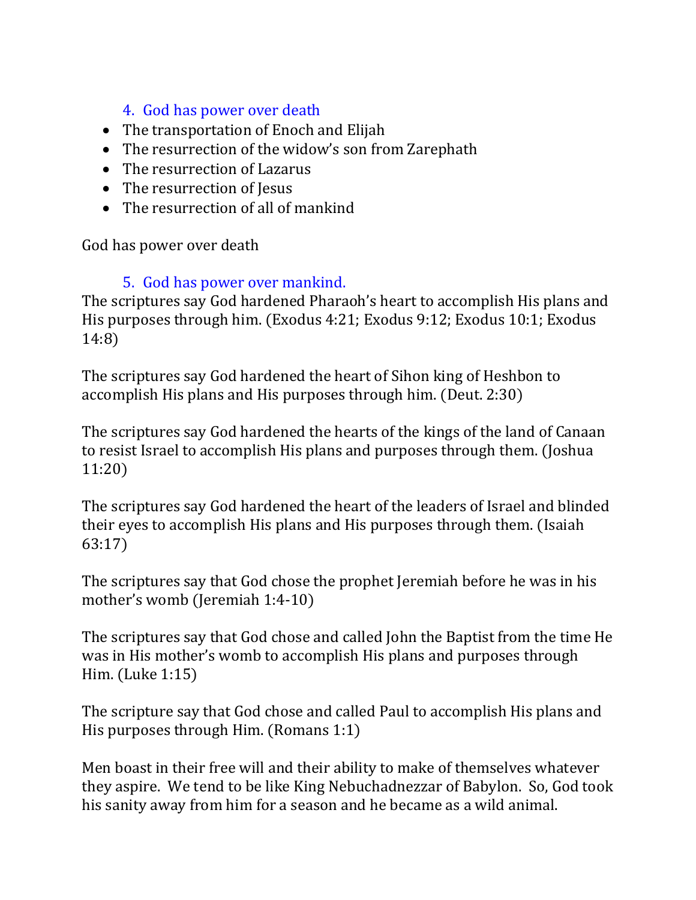### 4. God has power over death

- The transportation of Enoch and Elijah
- The resurrection of the widow's son from Zarephath
- The resurrection of Lazarus
- The resurrection of Jesus
- The resurrection of all of mankind

God has power over death

### 5. God has power over mankind.

The scriptures say God hardened Pharaoh's heart to accomplish His plans and His purposes through him. (Exodus 4:21; Exodus 9:12; Exodus 10:1; Exodus 14:8)

The scriptures say God hardened the heart of Sihon king of Heshbon to accomplish His plans and His purposes through him. (Deut. 2:30)

The scriptures say God hardened the hearts of the kings of the land of Canaan to resist Israel to accomplish His plans and purposes through them. (Joshua 11:20)

The scriptures say God hardened the heart of the leaders of Israel and blinded their eyes to accomplish His plans and His purposes through them. (Isaiah 63:17)

The scriptures say that God chose the prophet Jeremiah before he was in his mother's womb (Jeremiah 1:4-10)

The scriptures say that God chose and called John the Baptist from the time He was in His mother's womb to accomplish His plans and purposes through Him. (Luke 1:15)

The scripture say that God chose and called Paul to accomplish His plans and His purposes through Him. (Romans 1:1)

Men boast in their free will and their ability to make of themselves whatever they aspire. We tend to be like King Nebuchadnezzar of Babylon. So, God took his sanity away from him for a season and he became as a wild animal.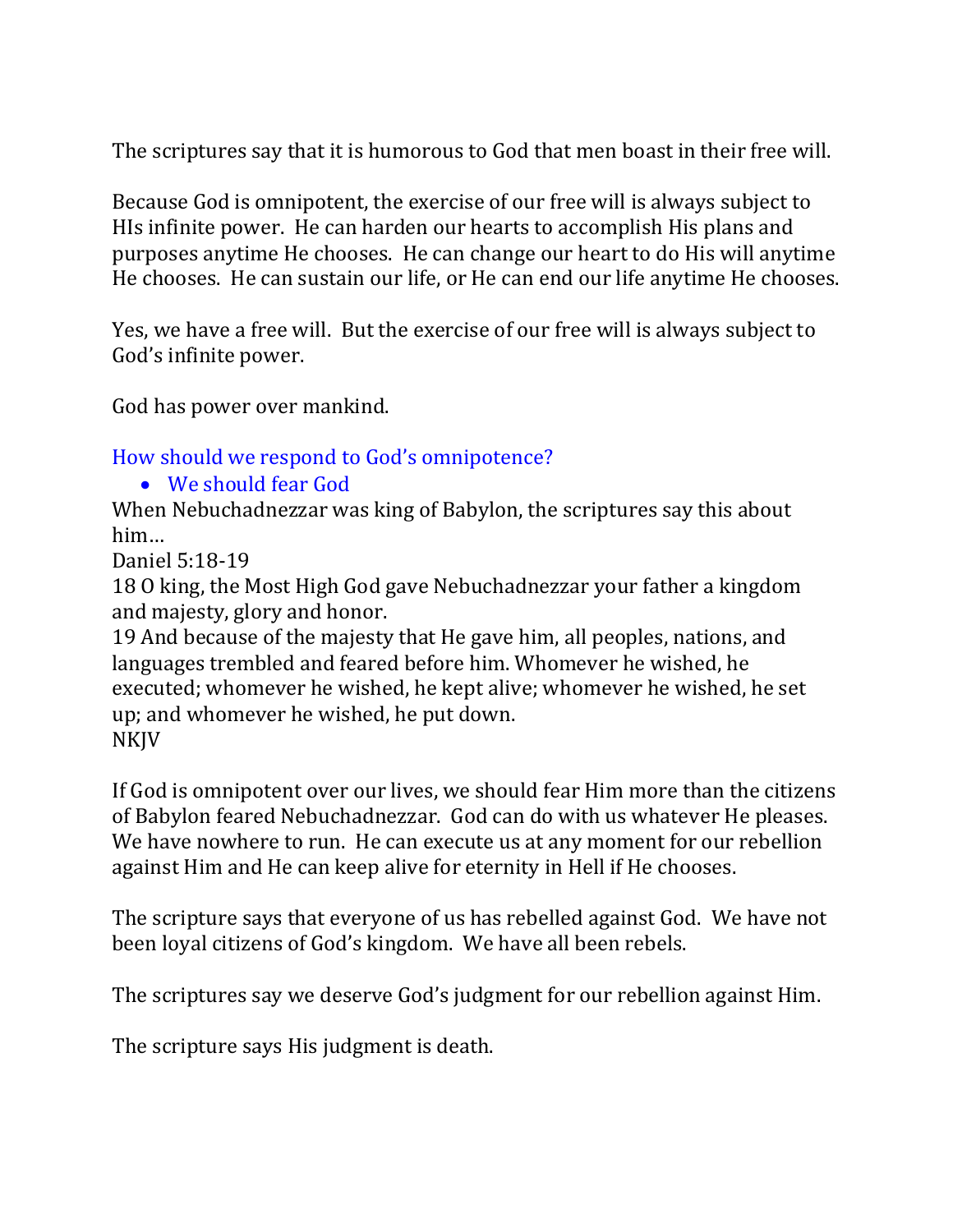The scriptures say that it is humorous to God that men boast in their free will.

Because God is omnipotent, the exercise of our free will is always subject to HIs infinite power. He can harden our hearts to accomplish His plans and purposes anytime He chooses. He can change our heart to do His will anytime He chooses. He can sustain our life, or He can end our life anytime He chooses.

Yes, we have a free will. But the exercise of our free will is always subject to God's infinite power.

God has power over mankind.

How should we respond to God's omnipotence?

- We should fear God

When Nebuchadnezzar was king of Babylon, the scriptures say this about him…

Daniel 5:18-19

18 O king, the Most High God gave Nebuchadnezzar your father a kingdom and majesty, glory and honor.

19 And because of the majesty that He gave him, all peoples, nations, and languages trembled and feared before him. Whomever he wished, he executed; whomever he wished, he kept alive; whomever he wished, he set up; and whomever he wished, he put down.

NKJV

If God is omnipotent over our lives, we should fear Him more than the citizens of Babylon feared Nebuchadnezzar. God can do with us whatever He pleases. We have nowhere to run. He can execute us at any moment for our rebellion against Him and He can keep alive for eternity in Hell if He chooses.

The scripture says that everyone of us has rebelled against God. We have not been loyal citizens of God's kingdom. We have all been rebels.

The scriptures say we deserve God's judgment for our rebellion against Him.

The scripture says His judgment is death.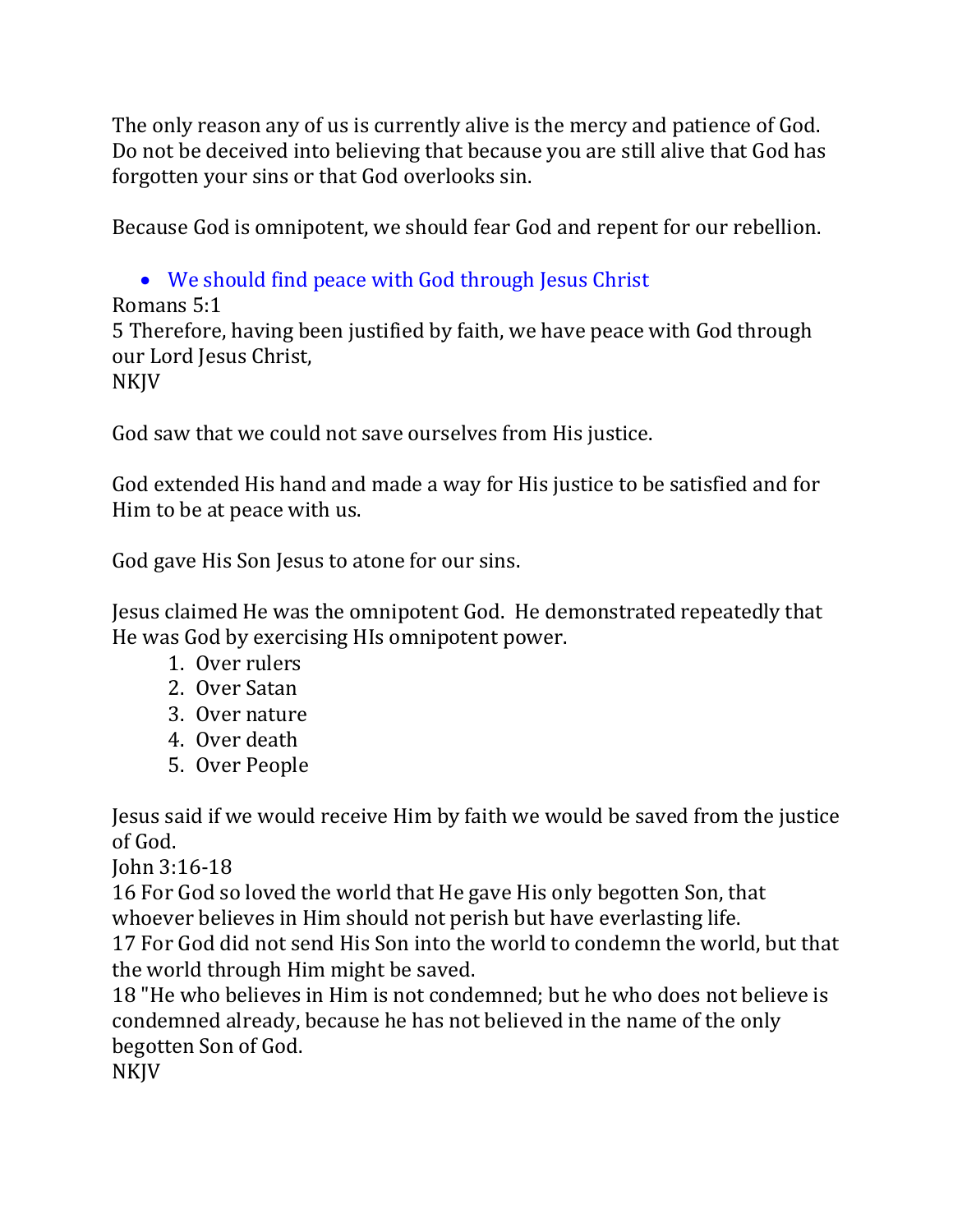The only reason any of us is currently alive is the mercy and patience of God. Do not be deceived into believing that because you are still alive that God has forgotten your sins or that God overlooks sin.

Because God is omnipotent, we should fear God and repent for our rebellion.

- We should find peace with God through Jesus Christ

Romans 5:1
5 Therefore, having been justified by faith, we have peace with God through our Lord Jesus Christ,
NKJV

God saw that we could not save ourselves from His justice.

God extended His hand and made a way for His justice to be satisfied and for Him to be at peace with us.

God gave His Son Jesus to atone for our sins.

Jesus claimed He was the omnipotent God. He demonstrated repeatedly that He was God by exercising HIs omnipotent power.

1. Over rulers
2. Over Satan
3. Over nature
4. Over death
5. Over People

Jesus said if we would receive Him by faith we would be saved from the justice of God.
John 3:16-18
16 For God so loved the world that He gave His only begotten Son, that whoever believes in Him should not perish but have everlasting life.
17 For God did not send His Son into the world to condemn the world, but that the world through Him might be saved.
18 "He who believes in Him is not condemned; but he who does not believe is condemned already, because he has not believed in the name of the only begotten Son of God.
NKJV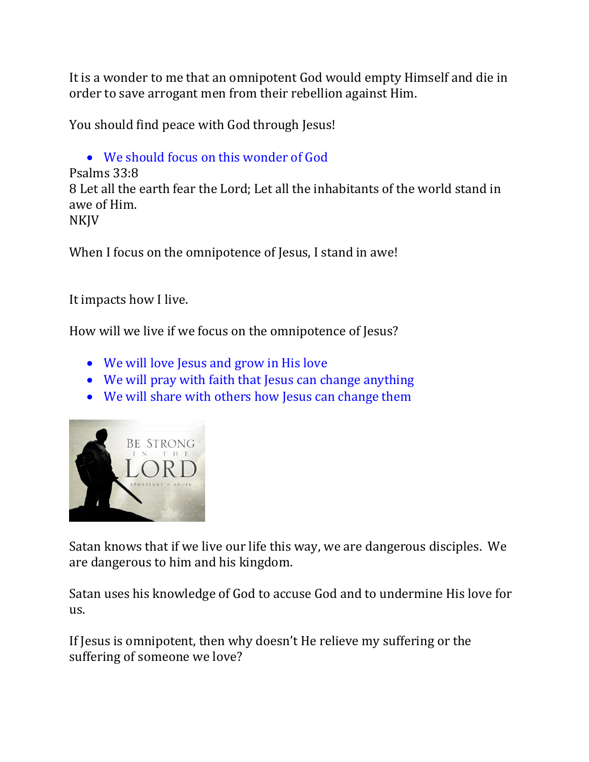It is a wonder to me that an omnipotent God would empty Himself and die in order to save arrogant men from their rebellion against Him.

You should find peace with God through Jesus!

- We should focus on this wonder of God

Psalms 33:8
8 Let all the earth fear the Lord; Let all the inhabitants of the world stand in awe of Him.
NKJV

When I focus on the omnipotence of Jesus, I stand in awe!

It impacts how I live.

How will we live if we focus on the omnipotence of Jesus?

- We will love Jesus and grow in His love
- We will pray with faith that Jesus can change anything
- We will share with others how Jesus can change them

Satan knows that if we live our life this way, we are dangerous disciples. We are dangerous to him and his kingdom.

Satan uses his knowledge of God to accuse God and to undermine His love for us.

If Jesus is omnipotent, then why doesn't He relieve my suffering or the suffering of someone we love?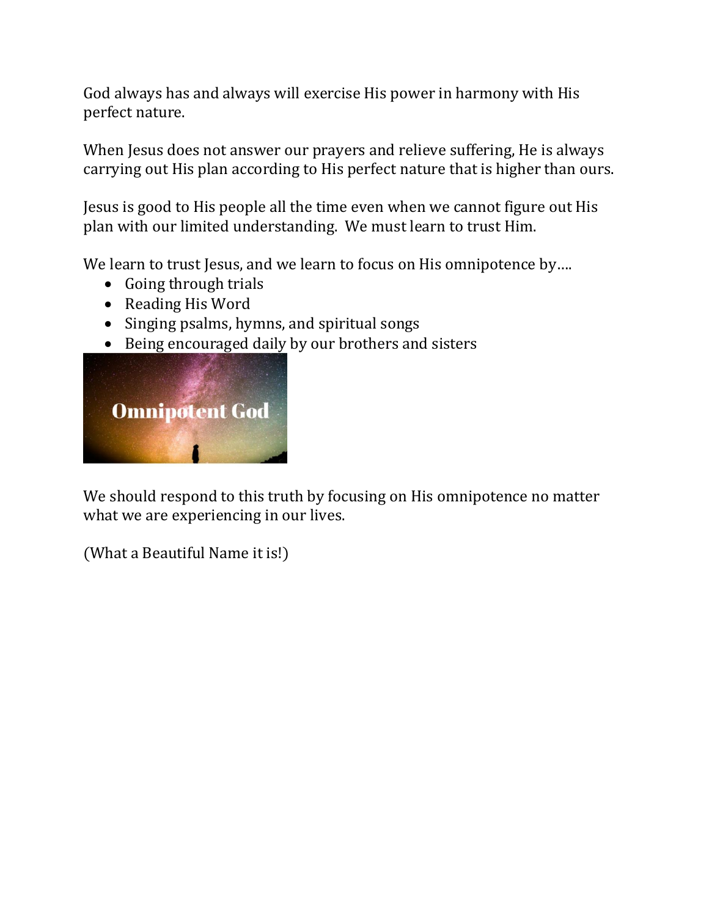God always has and always will exercise His power in harmony with His perfect nature.

When Jesus does not answer our prayers and relieve suffering, He is always carrying out His plan according to His perfect nature that is higher than ours.

Jesus is good to His people all the time even when we cannot figure out His plan with our limited understanding. We must learn to trust Him.

We learn to trust Jesus, and we learn to focus on His omnipotence by….

- Going through trials
- Reading His Word
- Singing psalms, hymns, and spiritual songs
- Being encouraged daily by our brothers and sisters

Omnipotent God

We should respond to this truth by focusing on His omnipotence no matter what we are experiencing in our lives.

(What a Beautiful Name it is!)